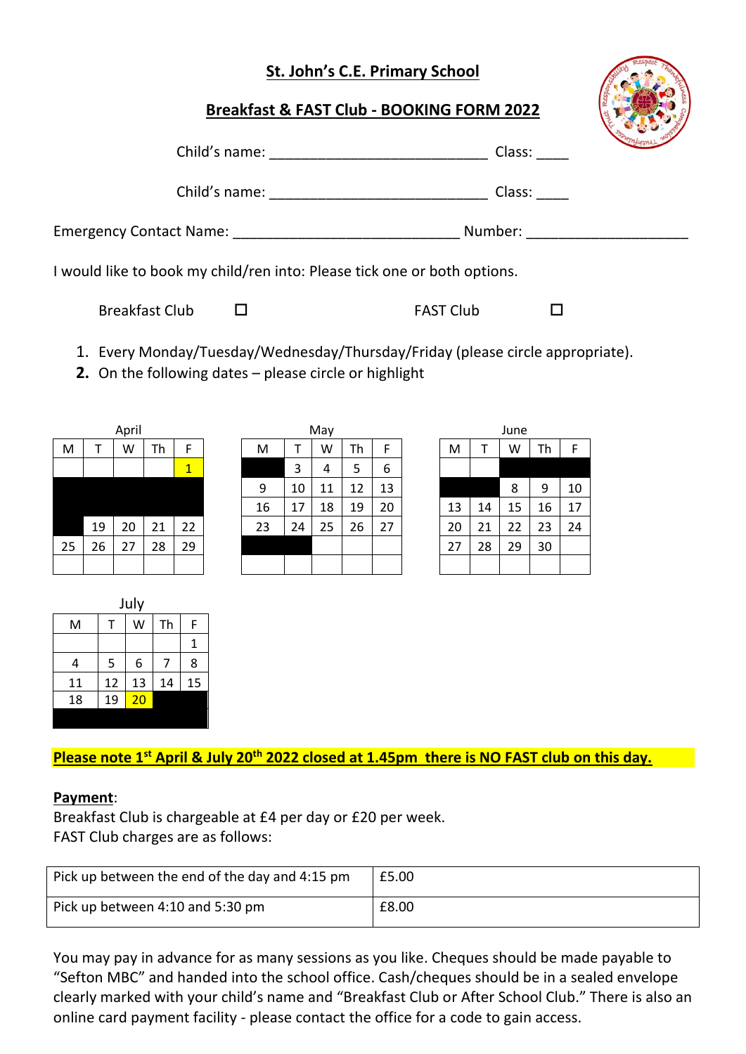**St. John's C.E. Primary School**

**Breakfast & FAST Club - BOOKING FORM 2022**

Child's name: ___________________________ Class: ____

Child's name: ___________________________ Class: ____

Emergency Contact Name: ____________________________ Number: ____________________

I would like to book my child/ren into: Please tick one or both options.

Breakfast Club ☐ FAST Club ☐

1. Every Monday/Tuesday/Wednesday/Thursday/Friday (please circle appropriate).
2. On the following dates – please circle or highlight

April

| M | T | W | Th | F |
|---|---|---|---|---|
| | | | | 1 |
| | | | | |
| | | | | |
| | 19 | 20 | 21 | 22 |
| 25 | 26 | 27 | 28 | 29 |
| | | | | |

May

| M | T | W | Th | F |
|---|---|---|---|---|
| | 3 | 4 | 5 | 6 |
| 9 | 10 | 11 | 12 | 13 |
| 16 | 17 | 18 | 19 | 20 |
| 23 | 24 | 25 | 26 | 27 |
| | | | | |
| | | | | |

June

| M | T | W | Th | F |
|---|---|---|---|---|
| | | | | |
| | | 8 | 9 | 10 |
| 13 | 14 | 15 | 16 | 17 |
| 20 | 21 | 22 | 23 | 24 |
| 27 | 28 | 29 | 30 | |
| | | | | |

July

| M | T | W | Th | F |
|---|---|---|---|---|
| | | | | 1 |
| 4 | 5 | 6 | 7 | 8 |
| 11 | 12 | 13 | 14 | 15 |
| 18 | 19 | 20 | | |
| | | | | |

**Please note 1st April & July 20th 2022 closed at 1.45pm there is NO FAST club on this day.**

**Payment**:

Breakfast Club is chargeable at £4 per day or £20 per week.

FAST Club charges are as follows:

| Pick up between the end of the day and 4:15 pm | £5.00 |
|---|---|
| Pick up between 4:10 and 5:30 pm | £8.00 |

You may pay in advance for as many sessions as you like. Cheques should be made payable to "Sefton MBC" and handed into the school office. Cash/cheques should be in a sealed envelope clearly marked with your child's name and "Breakfast Club or After School Club." There is also an online card payment facility - please contact the office for a code to gain access.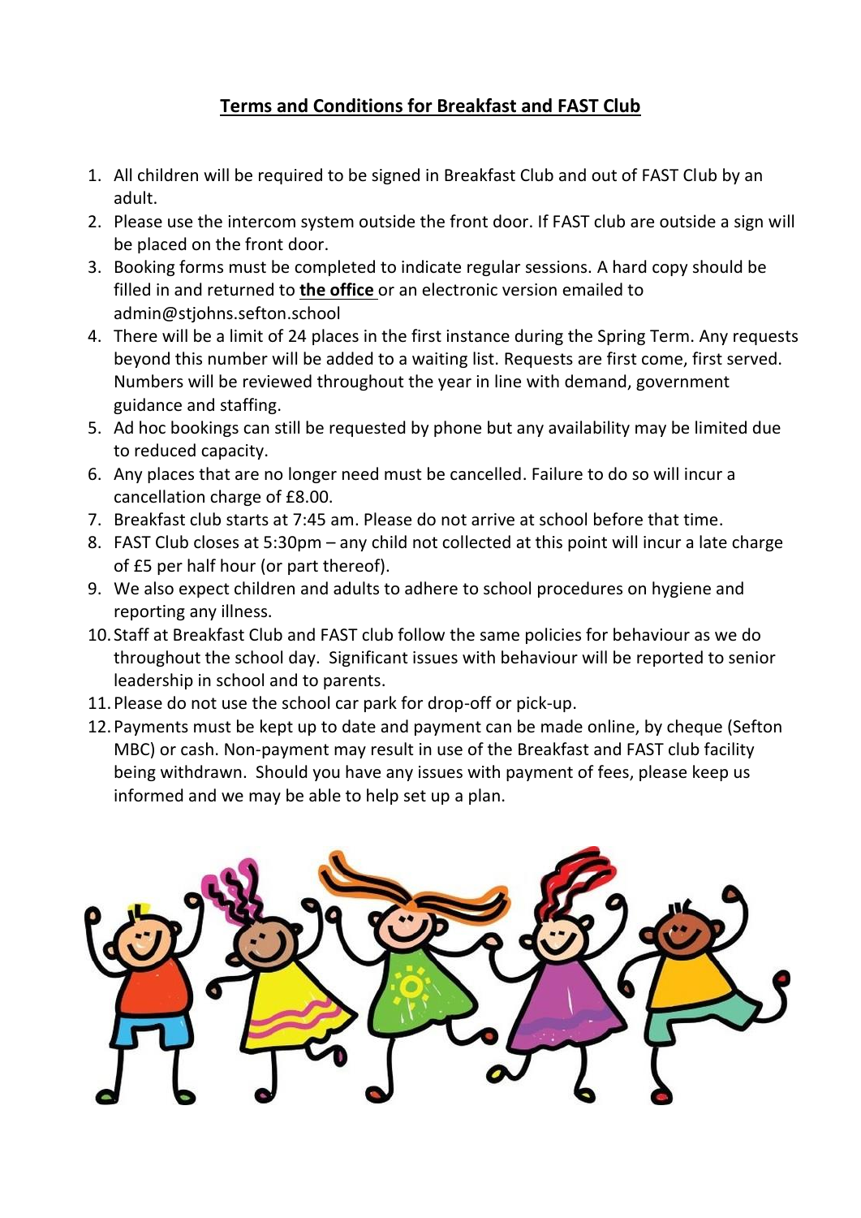## **Terms and Conditions for Breakfast and FAST Club**

1. All children will be required to be signed in Breakfast Club and out of FAST Club by an adult.
2. Please use the intercom system outside the front door. If FAST club are outside a sign will be placed on the front door.
3. Booking forms must be completed to indicate regular sessions. A hard copy should be filled in and returned to **the office** or an electronic version emailed to admin@stjohns.sefton.school
4. There will be a limit of 24 places in the first instance during the Spring Term. Any requests beyond this number will be added to a waiting list. Requests are first come, first served. Numbers will be reviewed throughout the year in line with demand, government guidance and staffing.
5. Ad hoc bookings can still be requested by phone but any availability may be limited due to reduced capacity.
6. Any places that are no longer need must be cancelled. Failure to do so will incur a cancellation charge of £8.00.
7. Breakfast club starts at 7:45 am. Please do not arrive at school before that time.
8. FAST Club closes at 5:30pm – any child not collected at this point will incur a late charge of £5 per half hour (or part thereof).
9. We also expect children and adults to adhere to school procedures on hygiene and reporting any illness.
10. Staff at Breakfast Club and FAST club follow the same policies for behaviour as we do throughout the school day. Significant issues with behaviour will be reported to senior leadership in school and to parents.
11. Please do not use the school car park for drop-off or pick-up.
12. Payments must be kept up to date and payment can be made online, by cheque (Sefton MBC) or cash. Non-payment may result in use of the Breakfast and FAST club facility being withdrawn. Should you have any issues with payment of fees, please keep us informed and we may be able to help set up a plan.